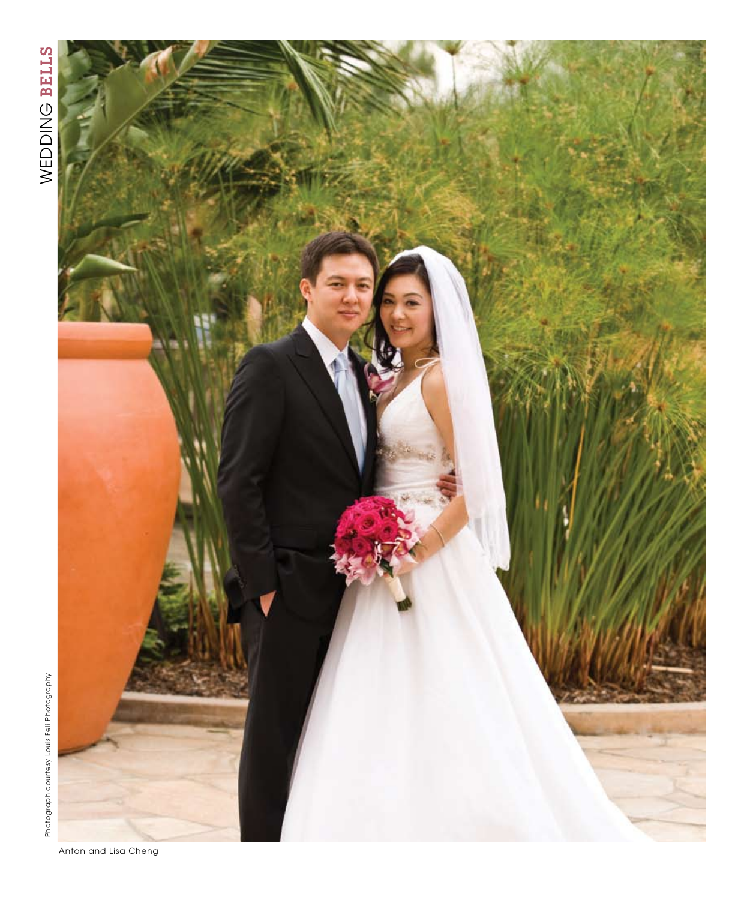Anton and Lisa Cheng

Photograph courtesy Louis Feli Photography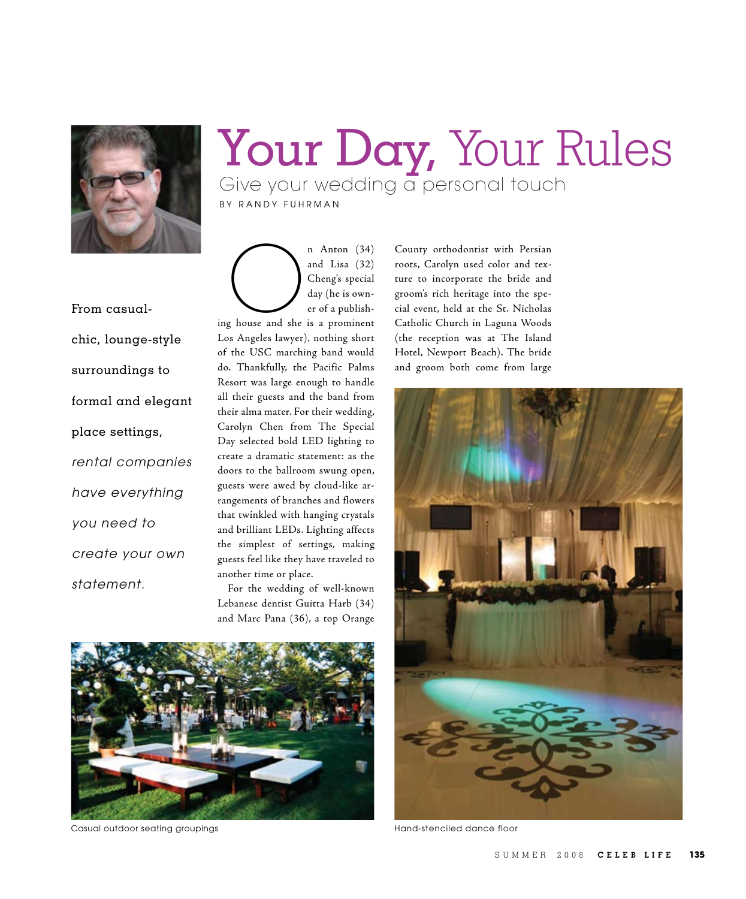# Your Day, Your Rules

## Give your wedding a personal touch

BY RANDY FUHRMAN

From casual-chic, lounge-style surroundings to formal and elegant place settings, *rental companies have everything you need to create your own statement.*

On Anton (34) and Lisa (32) Cheng's special day (he is owner of a publishing house and she is a prominent Los Angeles lawyer), nothing short of the USC marching band would do. Thankfully, the Pacific Palms Resort was large enough to handle all their guests and the band from their alma mater. For their wedding, Carolyn Chen from The Special Day selected bold LED lighting to create a dramatic statement: as the doors to the ballroom swung open, guests were awed by cloud-like arrangements of branches and flowers that twinkled with hanging crystals and brilliant LEDs. Lighting affects the simplest of settings, making guests feel like they have traveled to another time or place.

For the wedding of well-known Lebanese dentist Guitta Harb (34) and Marc Pana (36), a top Orange County orthodontist with Persian roots, Carolyn used color and texture to incorporate the bride and groom's rich heritage into the special event, held at the St. Nicholas Catholic Church in Laguna Woods (the reception was at The Island Hotel, Newport Beach). The bride and groom both come from large

Casual outdoor seating groupings

Hand-stenciled dance floor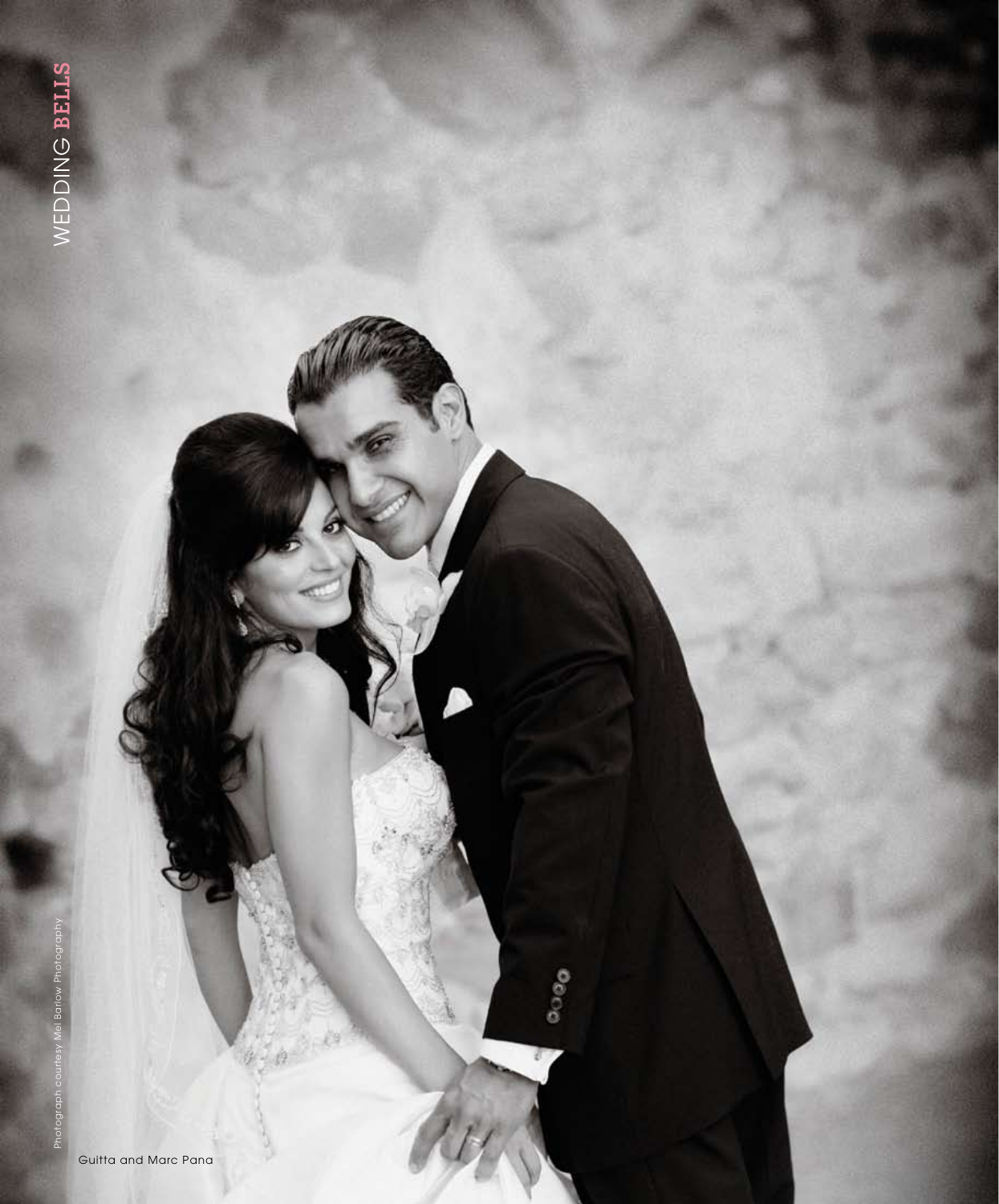Photograph courtesy Mel Barlow Photography

Guitta and Marc Pana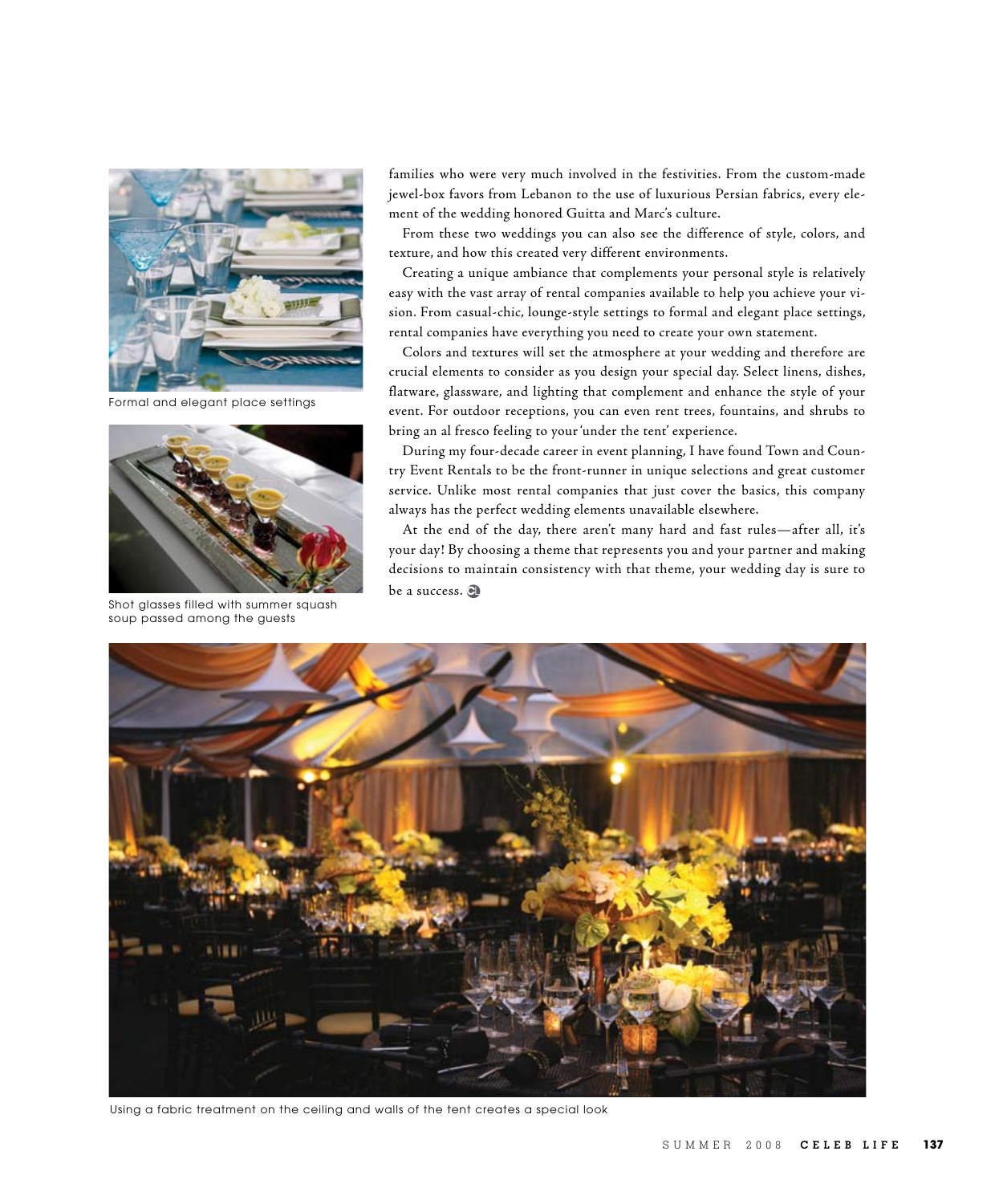families who were very much involved in the festivities. From the custom-made jewel-box favors from Lebanon to the use of luxurious Persian fabrics, every element of the wedding honored Guitta and Marc's culture.

From these two weddings you can also see the difference of style, colors, and texture, and how this created very different environments.

Creating a unique ambiance that complements your personal style is relatively easy with the vast array of rental companies available to help you achieve your vision. From casual-chic, lounge-style settings to formal and elegant place settings, rental companies have everything you need to create your own statement.

Colors and textures will set the atmosphere at your wedding and therefore are crucial elements to consider as you design your special day. Select linens, dishes, flatware, glassware, and lighting that complement and enhance the style of your event. For outdoor receptions, you can even rent trees, fountains, and shrubs to bring an al fresco feeling to your 'under the tent' experience.

During my four-decade career in event planning, I have found Town and Country Event Rentals to be the front-runner in unique selections and great customer service. Unlike most rental companies that just cover the basics, this company always has the perfect wedding elements unavailable elsewhere.

At the end of the day, there aren't many hard and fast rules—after all, it's your day! By choosing a theme that represents you and your partner and making decisions to maintain consistency with that theme, your wedding day is sure to be a success.

Formal and elegant place settings

Shot glasses filled with summer squash soup passed among the guests

Using a fabric treatment on the ceiling and walls of the tent creates a special look